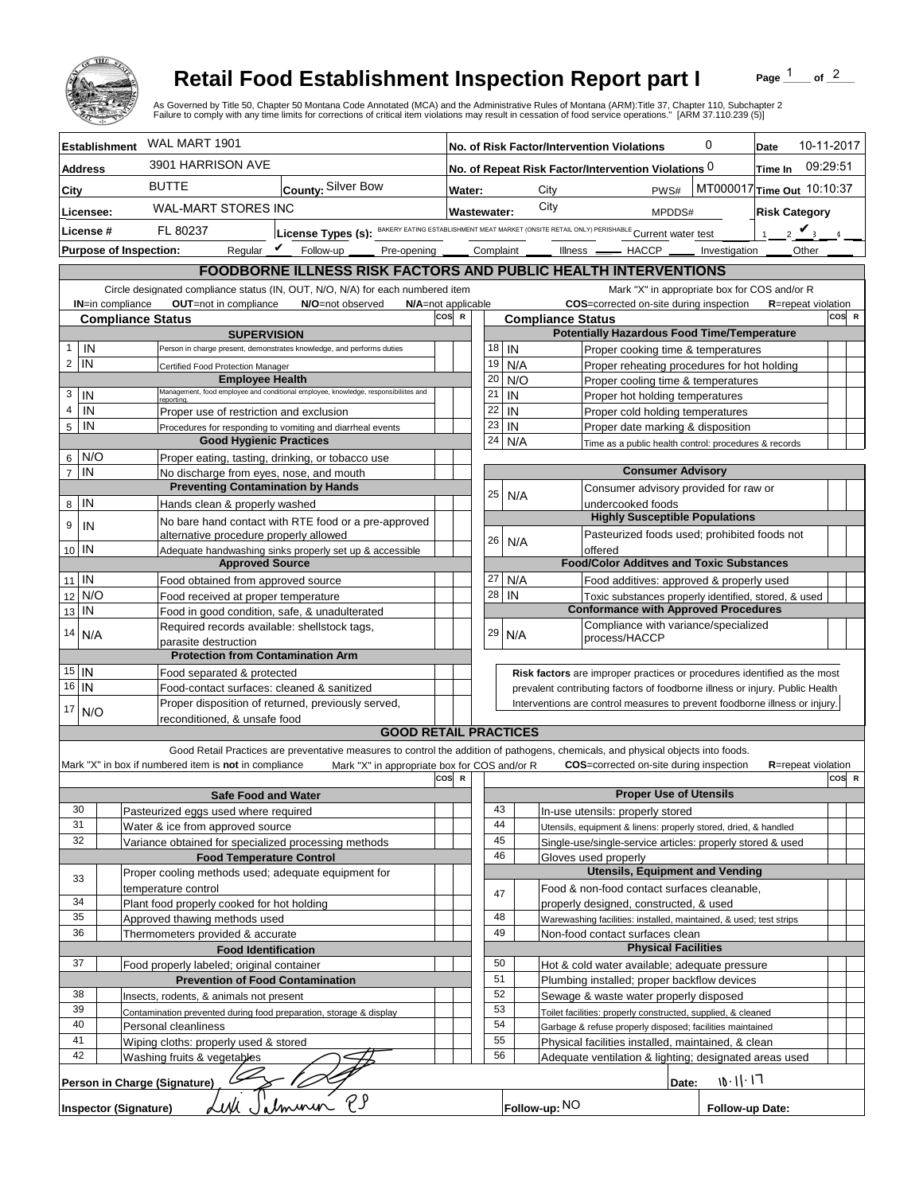# Retail Food Establishment Inspection Report part I

Page 1 of 2

As Governed by Title 50, Chapter 50 Montana Code Annotated (MCA) and the Administrative Rules of Montana (ARM):Title 37, Chapter 110, Subchapter 2
Failure to comply with any time limits for corrections of critical item violations may result in cessation of food service operations." [ARM 37.110.239 (5)]

| | | | | | |
|---|---|---|---|---|---|
| **Establishment** | WAL MART 1901 | **No. of Risk Factor/Intervention Violations** | 0 | **Date** | 10-11-2017 |
| **Address** | 3901 HARRISON AVE | **No. of Repeat Risk Factor/Intervention Violations** | 0 | **Time In** | 09:29:51 |
| **City** | BUTTE — **County:** Silver Bow | **Water:** City | PWS# MT000017 | **Time Out** | 10:10:37 |
| **Licensee:** | WAL-MART STORES INC | **Wastewater:** City | MPDDS# | **Risk Category** | |
| **License #** | FL 80237 — **License Types (s):** BAKERY EATING ESTABLISHMENT MEAT MARKET (ONSITE RETAIL ONLY) PERISHABLE | Current water test | | 1 ___ 2 ___ 3 ✔ 4 ___ | |

**Purpose of Inspection:** Regular ✔ Follow-up ____ Pre-opening ____ Complaint ____ Illness ____ HACCP ____ Investigation ____ Other ____

## FOODBORNE ILLNESS RISK FACTORS AND PUBLIC HEALTH INTERVENTIONS

Circle designated compliance status (IN, OUT, N/O, N/A) for each numbered item — **IN**=in compliance **OUT**=not in compliance **N/O**=not observed **N/A**=not applicable

Mark "X" in appropriate box for COS and/or R — **COS**=corrected on-site during inspection **R**=repeat violation

| # | Compliance Status | Item | COS | R |
|---|---|---|---|---|
| | | **Supervision** | | |
| 1 | IN | Person in charge present, demonstrates knowledge, and performs duties | | |
| 2 | IN | Certified Food Protection Manager | | |
| | | **Employee Health** | | |
| 3 | IN | Management, food employee and conditional employee, knowledge, responsibilities and reporting. | | |
| 4 | IN | Proper use of restriction and exclusion | | |
| 5 | IN | Procedures for responding to vomiting and diarrheal events | | |
| | | **Good Hygienic Practices** | | |
| 6 | N/O | Proper eating, tasting, drinking, or tobacco use | | |
| 7 | IN | No discharge from eyes, nose, and mouth | | |
| | | **Preventing Contamination by Hands** | | |
| 8 | IN | Hands clean & properly washed | | |
| 9 | IN | No bare hand contact with RTE food or a pre-approved alternative procedure properly allowed | | |
| 10 | IN | Adequate handwashing sinks properly set up & accessible | | |
| | | **Approved Source** | | |
| 11 | IN | Food obtained from approved source | | |
| 12 | N/O | Food received at proper temperature | | |
| 13 | IN | Food in good condition, safe, & unadulterated | | |
| 14 | N/A | Required records available: shellstock tags, parasite destruction | | |
| | | **Protection from Contamination Arm** | | |
| 15 | IN | Food separated & protected | | |
| 16 | IN | Food-contact surfaces: cleaned & sanitized | | |
| 17 | N/O | Proper disposition of returned, previously served, reconditioned, & unsafe food | | |
| | | **Potentially Hazardous Food Time/Temperature** | | |
| 18 | IN | Proper cooking time & temperatures | | |
| 19 | N/A | Proper reheating procedures for hot holding | | |
| 20 | N/O | Proper cooling time & temperatures | | |
| 21 | IN | Proper hot holding temperatures | | |
| 22 | IN | Proper cold holding temperatures | | |
| 23 | IN | Proper date marking & disposition | | |
| 24 | N/A | Time as a public health control: procedures & records | | |
| | | **Consumer Advisory** | | |
| 25 | N/A | Consumer advisory provided for raw or undercooked foods | | |
| | | **Highly Susceptible Populations** | | |
| 26 | N/A | Pasteurized foods used; prohibited foods not offered | | |
| | | **Food/Color Additves and Toxic Substances** | | |
| 27 | N/A | Food additives: approved & properly used | | |
| 28 | IN | Toxic substances properly identified, stored, & used | | |
| | | **Conformance with Approved Procedures** | | |
| 29 | N/A | Compliance with variance/specialized process/HACCP | | |

**Risk factors** are improper practices or procedures identified as the most prevalent contributing factors of foodborne illness or injury. Public Health Interventions are control measures to prevent foodborne illness or injury.

## GOOD RETAIL PRACTICES

Good Retail Practices are preventative measures to control the addition of pathogens, chemicals, and physical objects into foods.

Mark "X" in box if numbered item is **not** in compliance. Mark "X" in appropriate box for COS and/or R. **COS**=corrected on-site during inspection **R**=repeat violation

| # | X | Item | COS | R |
|---|---|---|---|---|
| | | **Safe Food and Water** | | |
| 30 | | Pasteurized eggs used where required | | |
| 31 | | Water & ice from approved source | | |
| 32 | | Variance obtained for specialized processing methods | | |
| | | **Food Temperature Control** | | |
| 33 | | Proper cooling methods used; adequate equipment for temperature control | | |
| 34 | | Plant food properly cooked for hot holding | | |
| 35 | | Approved thawing methods used | | |
| 36 | | Thermometers provided & accurate | | |
| | | **Food Identification** | | |
| 37 | | Food properly labeled; original container | | |
| | | **Prevention of Food Contamination** | | |
| 38 | | Insects, rodents, & animals not present | | |
| 39 | | Contamination prevented during food preparation, storage & display | | |
| 40 | | Personal cleanliness | | |
| 41 | | Wiping cloths: properly used & stored | | |
| 42 | | Washing fruits & vegetables | | |
| | | **Proper Use of Utensils** | | |
| 43 | | In-use utensils: properly stored | | |
| 44 | | Utensils, equipment & linens: properly stored, dried, & handled | | |
| 45 | | Single-use/single-service articles: properly stored & used | | |
| 46 | | Gloves used properly | | |
| | | **Utensils, Equipment and Vending** | | |
| 47 | | Food & non-food contact surfaces cleanable, properly designed, constructed, & used | | |
| 48 | | Warewashing facilities: installed, maintained, & used; test strips | | |
| 49 | | Non-food contact surfaces clean | | |
| | | **Physical Facilities** | | |
| 50 | | Hot & cold water available; adequate pressure | | |
| 51 | | Plumbing installed; proper backflow devices | | |
| 52 | | Sewage & waste water properly disposed | | |
| 53 | | Toilet facilities: properly constructed, supplied, & cleaned | | |
| 54 | | Garbage & refuse properly disposed; facilities maintained | | |
| 55 | | Physical facilities installed, maintained, & clean | | |
| 56 | | Adequate ventilation & lighting; designated areas used | | |

**Person in Charge (Signature)** [signature] **Date:** 10·11·17

**Inspector (Signature)** Lexi Salminen RS **Follow-up:** NO **Follow-up Date:**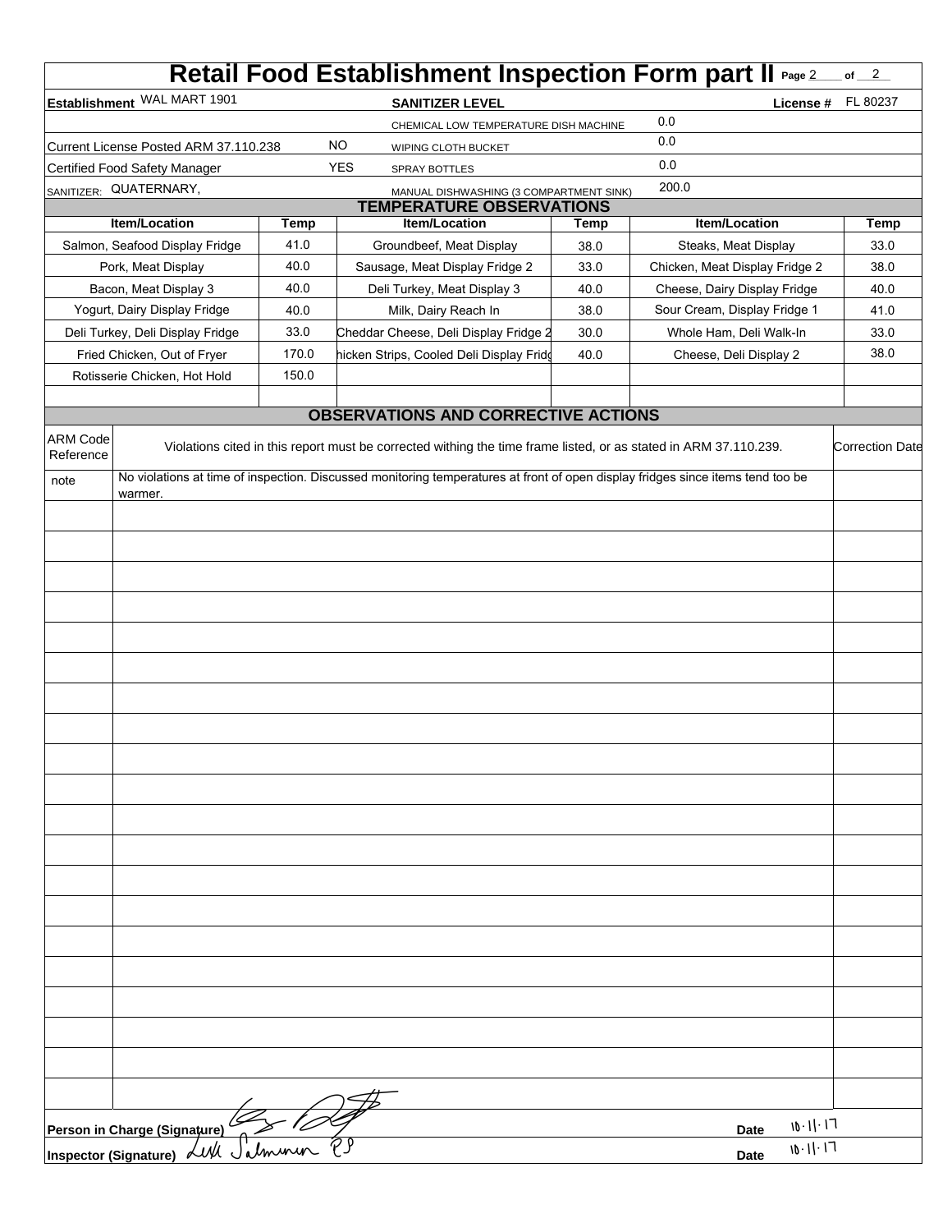# Retail Food Establishment Inspection Form part II

| | | | |
|---|---|---|---|
| **Establishment** WAL MART 1901 | | **SANITIZER LEVEL** | **License #** FL 80237 |
| | | CHEMICAL LOW TEMPERATURE DISH MACHINE | 0.0 |
| Current License Posted ARM 37.110.238 | NO | WIPING CLOTH BUCKET | 0.0 |
| Certified Food Safety Manager | YES | SPRAY BOTTLES | 0.0 |
| SANITIZER: QUATERNARY, | | MANUAL DISHWASHING (3 COMPARTMENT SINK) | 200.0 |

## TEMPERATURE OBSERVATIONS

| Item/Location | Temp | Item/Location | Temp | Item/Location | Temp |
|---|---|---|---|---|---|
| Salmon, Seafood Display Fridge | 41.0 | Groundbeef, Meat Display | 38.0 | Steaks, Meat Display | 33.0 |
| Pork, Meat Display | 40.0 | Sausage, Meat Display Fridge 2 | 33.0 | Chicken, Meat Display Fridge 2 | 38.0 |
| Bacon, Meat Display 3 | 40.0 | Deli Turkey, Meat Display 3 | 40.0 | Cheese, Dairy Display Fridge | 40.0 |
| Yogurt, Dairy Display Fridge | 40.0 | Milk, Dairy Reach In | 38.0 | Sour Cream, Display Fridge 1 | 41.0 |
| Deli Turkey, Deli Display Fridge | 33.0 | Cheddar Cheese, Deli Display Fridge 2 | 30.0 | Whole Ham, Deli Walk-In | 33.0 |
| Fried Chicken, Out of Fryer | 170.0 | hicken Strips, Cooled Deli Display Fridg | 40.0 | Cheese, Deli Display 2 | 38.0 |
| Rotisserie Chicken, Hot Hold | 150.0 | | | | |

## OBSERVATIONS AND CORRECTIVE ACTIONS

| ARM Code Reference | Violations cited in this report must be corrected withing the time frame listed, or as stated in ARM 37.110.239. | Correction Date |
|---|---|---|
| note | No violations at time of inspection. Discussed monitoring temperatures at front of open display fridges since items tend too be warmer. | |

**Person in Charge (Signature)** [signature] **Date** 10-11-17

**Inspector (Signature)** Leah Salminen RS **Date** 10-11-17